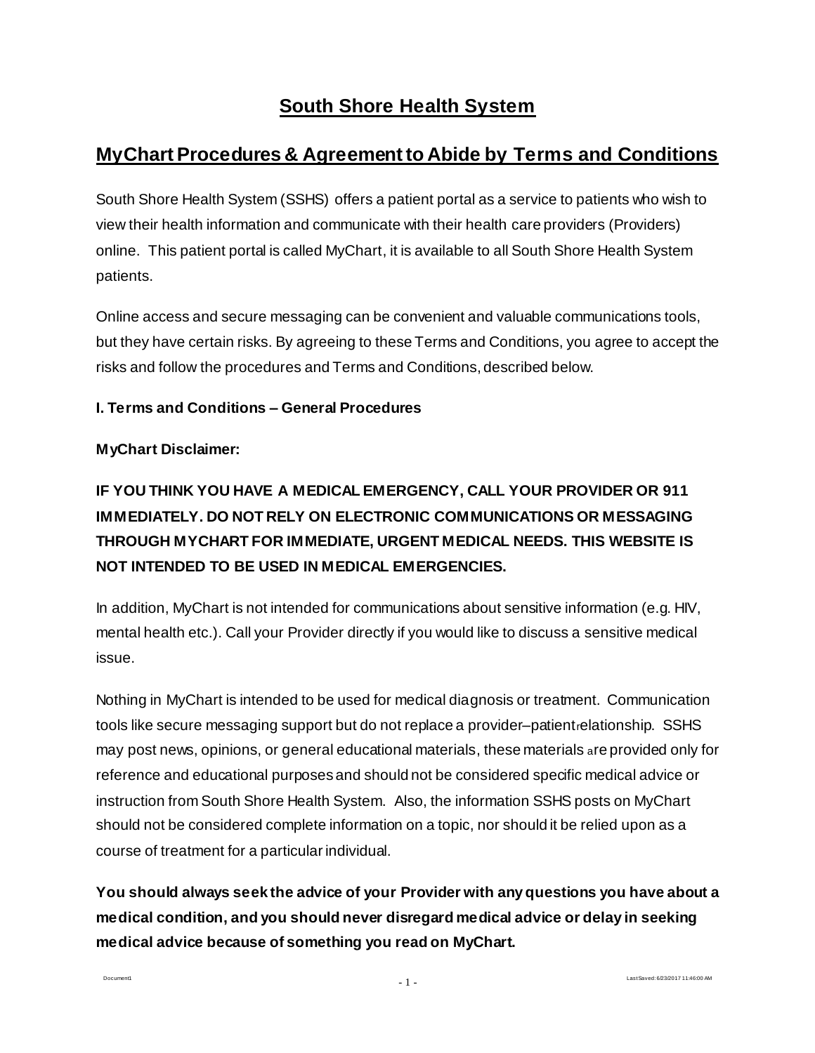# South Shore Health System

## MyChart Procedures & Agreement to Abide by Terms and Conditions

South Shore Health System (SSHS) offers a patient portal as a service to patients who wish to view their health information and communicate with their health care providers (Providers) online. This patient portal is called MyChart, it is available to all South Shore Health System patients.

Online access and secure messaging can be convenient and valuable communications tools, but they have certain risks. By agreeing to these Terms and Conditions, you agree to accept the risks and follow the procedures and Terms and Conditions, described below.

### I. Terms and Conditions – General Procedures

**MyChart Disclaimer:**

**IF YOU THINK YOU HAVE A MEDICAL EMERGENCY, CALL YOUR PROVIDER OR 911 IMMEDIATELY. DO NOT RELY ON ELECTRONIC COMMUNICATIONS OR MESSAGING THROUGH MYCHART FOR IMMEDIATE, URGENT MEDICAL NEEDS. THIS WEBSITE IS NOT INTENDED TO BE USED IN MEDICAL EMERGENCIES.**

In addition, MyChart is not intended for communications about sensitive information (e.g. HIV, mental health etc.). Call your Provider directly if you would like to discuss a sensitive medical issue.

Nothing in MyChart is intended to be used for medical diagnosis or treatment. Communication tools like secure messaging support but do not replace a provider–patient relationship. SSHS may post news, opinions, or general educational materials, these materials are provided only for reference and educational purposes and should not be considered specific medical advice or instruction from South Shore Health System. Also, the information SSHS posts on MyChart should not be considered complete information on a topic, nor should it be relied upon as a course of treatment for a particular individual.

**You should always seek the advice of your Provider with any questions you have about a medical condition, and you should never disregard medical advice or delay in seeking medical advice because of something you read on MyChart.**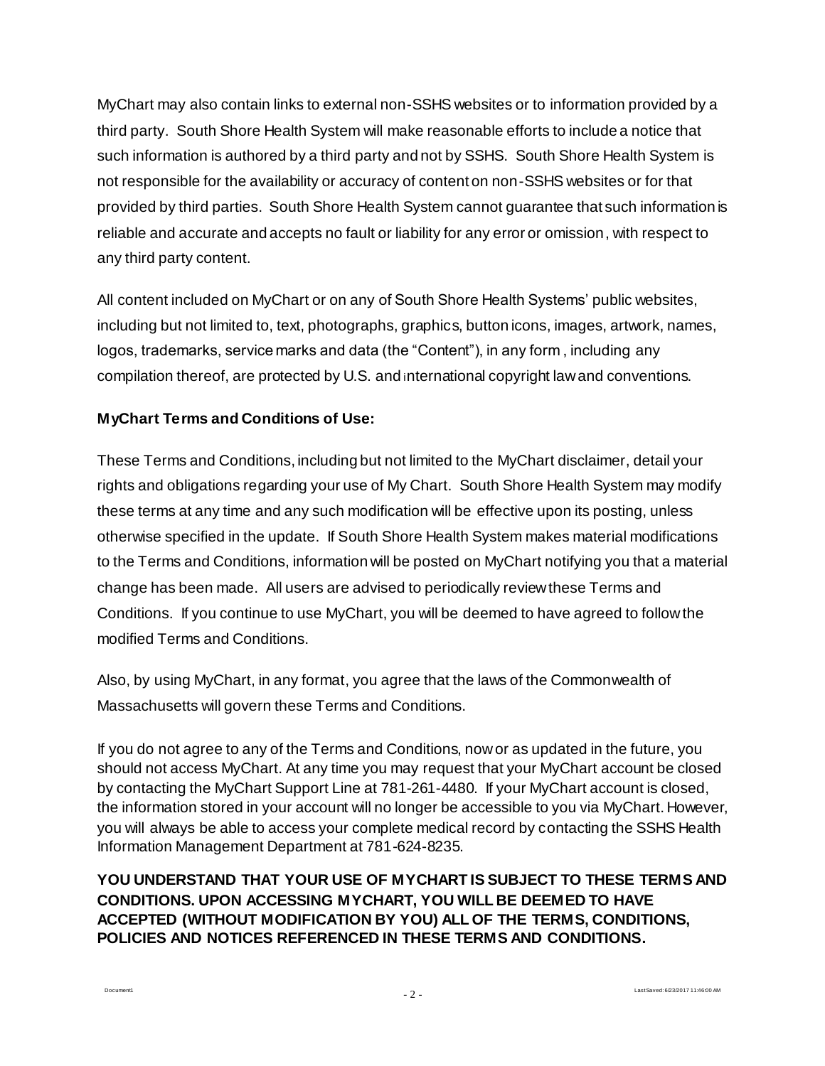MyChart may also contain links to external non-SSHS websites or to information provided by a third party. South Shore Health System will make reasonable efforts to include a notice that such information is authored by a third party and not by SSHS. South Shore Health System is not responsible for the availability or accuracy of content on non-SSHS websites or for that provided by third parties. South Shore Health System cannot guarantee that such information is reliable and accurate and accepts no fault or liability for any error or omission, with respect to any third party content.

All content included on MyChart or on any of South Shore Health Systems' public websites, including but not limited to, text, photographs, graphics, button icons, images, artwork, names, logos, trademarks, service marks and data (the "Content"), in any form , including any compilation thereof, are protected by U.S. and international copyright law and conventions.

**MyChart Terms and Conditions of Use:**

These Terms and Conditions, including but not limited to the MyChart disclaimer, detail your rights and obligations regarding your use of My Chart. South Shore Health System may modify these terms at any time and any such modification will be effective upon its posting, unless otherwise specified in the update. If South Shore Health System makes material modifications to the Terms and Conditions, information will be posted on MyChart notifying you that a material change has been made. All users are advised to periodically review these Terms and Conditions. If you continue to use MyChart, you will be deemed to have agreed to follow the modified Terms and Conditions.

Also, by using MyChart, in any format, you agree that the laws of the Commonwealth of Massachusetts will govern these Terms and Conditions.

If you do not agree to any of the Terms and Conditions, now or as updated in the future, you should not access MyChart. At any time you may request that your MyChart account be closed by contacting the MyChart Support Line at 781-261-4480. If your MyChart account is closed, the information stored in your account will no longer be accessible to you via MyChart. However, you will always be able to access your complete medical record by contacting the SSHS Health Information Management Department at 781-624-8235.

**YOU UNDERSTAND THAT YOUR USE OF MYCHART IS SUBJECT TO THESE TERMS AND CONDITIONS. UPON ACCESSING MYCHART, YOU WILL BE DEEMED TO HAVE ACCEPTED (WITHOUT MODIFICATION BY YOU) ALL OF THE TERMS, CONDITIONS, POLICIES AND NOTICES REFERENCED IN THESE TERMS AND CONDITIONS.**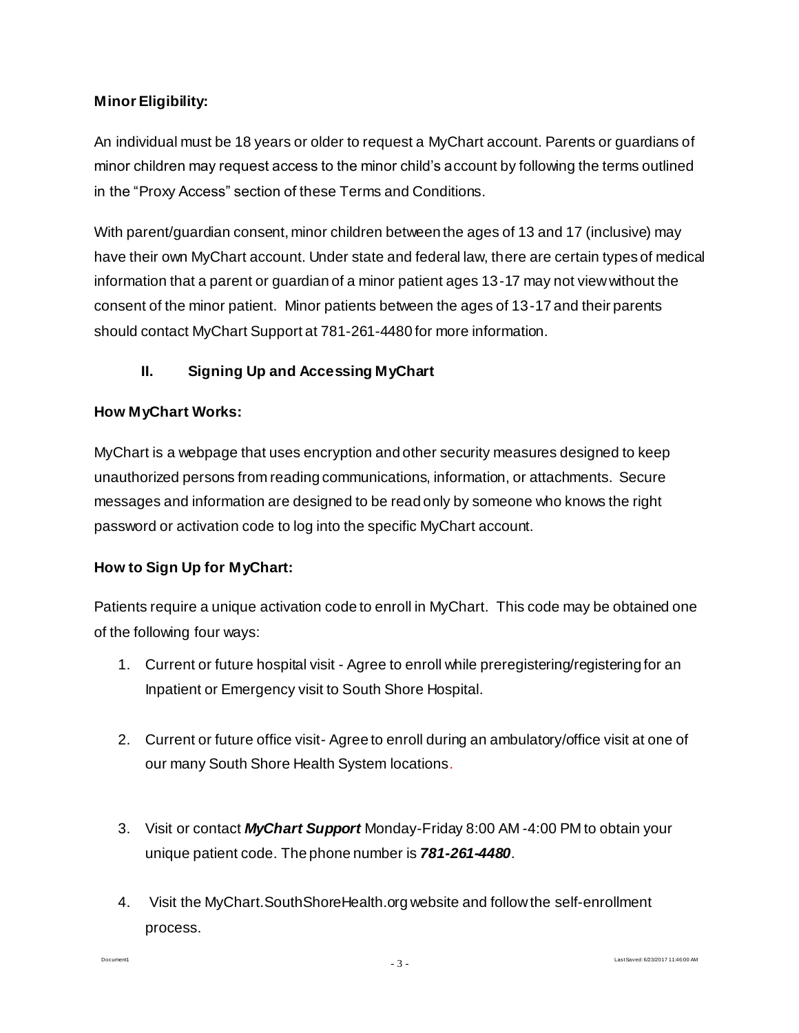**Minor Eligibility:**

An individual must be 18 years or older to request a MyChart account. Parents or guardians of minor children may request access to the minor child's account by following the terms outlined in the "Proxy Access" section of these Terms and Conditions.

With parent/guardian consent, minor children between the ages of 13 and 17 (inclusive) may have their own MyChart account. Under state and federal law, there are certain types of medical information that a parent or guardian of a minor patient ages 13-17 may not view without the consent of the minor patient. Minor patients between the ages of 13-17 and their parents should contact MyChart Support at 781-261-4480 for more information.

## II. Signing Up and Accessing MyChart

**How MyChart Works:**

MyChart is a webpage that uses encryption and other security measures designed to keep unauthorized persons from reading communications, information, or attachments. Secure messages and information are designed to be read only by someone who knows the right password or activation code to log into the specific MyChart account.

**How to Sign Up for MyChart:**

Patients require a unique activation code to enroll in MyChart. This code may be obtained one of the following four ways:

1. Current or future hospital visit - Agree to enroll while preregistering/registering for an Inpatient or Emergency visit to South Shore Hospital.

2. Current or future office visit- Agree to enroll during an ambulatory/office visit at one of our many South Shore Health System locations.

3. Visit or contact ***MyChart Support*** Monday-Friday 8:00 AM -4:00 PM to obtain your unique patient code. The phone number is ***781-261-4480***.

4. Visit the MyChart.SouthShoreHealth.org website and follow the self-enrollment process.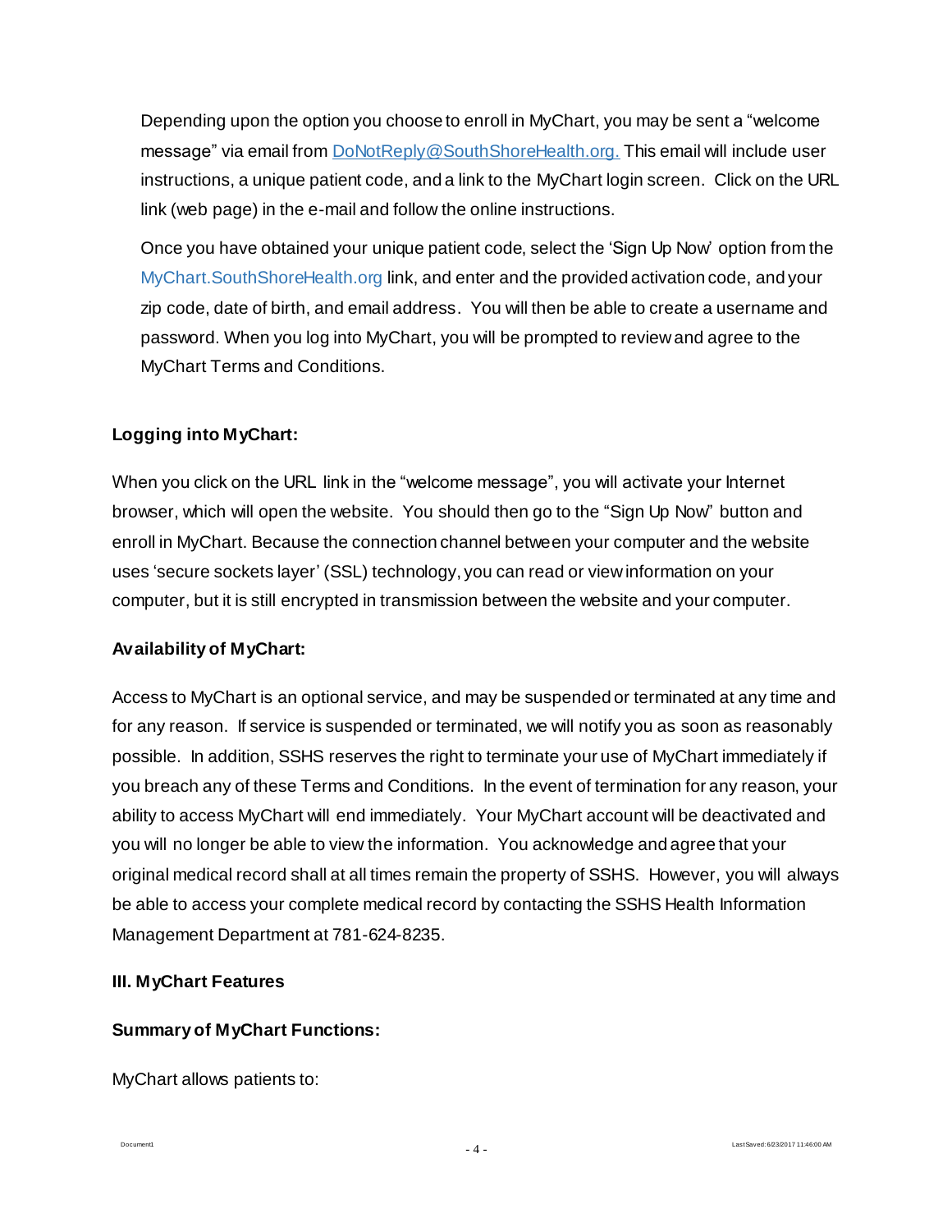Depending upon the option you choose to enroll in MyChart, you may be sent a "welcome message" via email from DoNotReply@SouthShoreHealth.org. This email will include user instructions, a unique patient code, and a link to the MyChart login screen. Click on the URL link (web page) in the e-mail and follow the online instructions.

Once you have obtained your unique patient code, select the 'Sign Up Now' option from the MyChart.SouthShoreHealth.org link, and enter and the provided activation code, and your zip code, date of birth, and email address. You will then be able to create a username and password. When you log into MyChart, you will be prompted to review and agree to the MyChart Terms and Conditions.

**Logging into MyChart:**

When you click on the URL link in the "welcome message", you will activate your Internet browser, which will open the website. You should then go to the "Sign Up Now" button and enroll in MyChart. Because the connection channel between your computer and the website uses 'secure sockets layer' (SSL) technology, you can read or view information on your computer, but it is still encrypted in transmission between the website and your computer.

**Availability of MyChart:**

Access to MyChart is an optional service, and may be suspended or terminated at any time and for any reason. If service is suspended or terminated, we will notify you as soon as reasonably possible. In addition, SSHS reserves the right to terminate your use of MyChart immediately if you breach any of these Terms and Conditions. In the event of termination for any reason, your ability to access MyChart will end immediately. Your MyChart account will be deactivated and you will no longer be able to view the information. You acknowledge and agree that your original medical record shall at all times remain the property of SSHS. However, you will always be able to access your complete medical record by contacting the SSHS Health Information Management Department at 781-624-8235.

## III. MyChart Features

**Summary of MyChart Functions:**

MyChart allows patients to: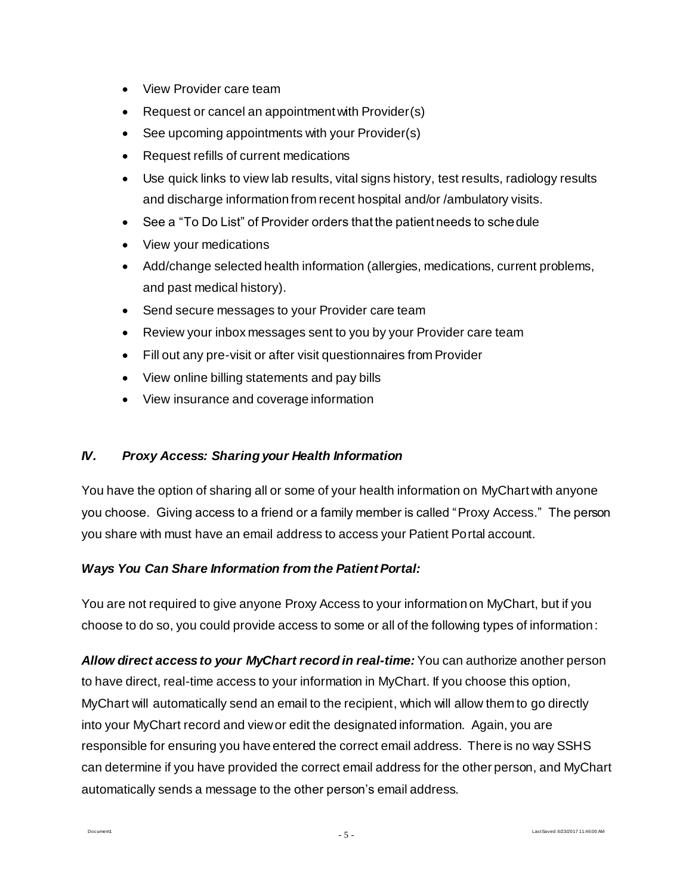- View Provider care team
- Request or cancel an appointment with Provider(s)
- See upcoming appointments with your Provider(s)
- Request refills of current medications
- Use quick links to view lab results, vital signs history, test results, radiology results and discharge information from recent hospital and/or /ambulatory visits.
- See a "To Do List" of Provider orders that the patient needs to schedule
- View your medications
- Add/change selected health information (allergies, medications, current problems, and past medical history).
- Send secure messages to your Provider care team
- Review your inbox messages sent to you by your Provider care team
- Fill out any pre-visit or after visit questionnaires from Provider
- View online billing statements and pay bills
- View insurance and coverage information

## *IV. Proxy Access: Sharing your Health Information*

You have the option of sharing all or some of your health information on MyChart with anyone you choose. Giving access to a friend or a family member is called "Proxy Access." The person you share with must have an email address to access your Patient Portal account.

### *Ways You Can Share Information from the Patient Portal:*

You are not required to give anyone Proxy Access to your information on MyChart, but if you choose to do so, you could provide access to some or all of the following types of information:

***Allow direct access to your MyChart record in real-time:*** You can authorize another person to have direct, real-time access to your information in MyChart. If you choose this option, MyChart will automatically send an email to the recipient, which will allow them to go directly into your MyChart record and view or edit the designated information. Again, you are responsible for ensuring you have entered the correct email address. There is no way SSHS can determine if you have provided the correct email address for the other person, and MyChart automatically sends a message to the other person's email address.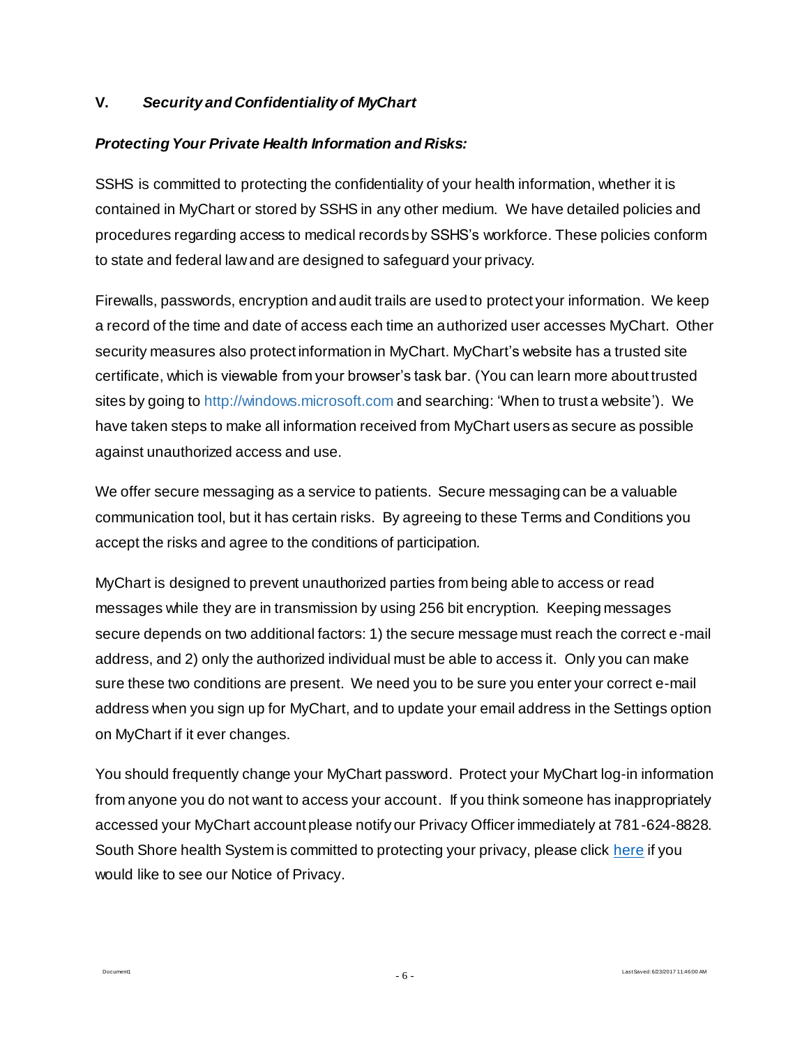## V. *Security and Confidentiality of MyChart*

### *Protecting Your Private Health Information and Risks:*

SSHS is committed to protecting the confidentiality of your health information, whether it is contained in MyChart or stored by SSHS in any other medium. We have detailed policies and procedures regarding access to medical records by SSHS's workforce. These policies conform to state and federal law and are designed to safeguard your privacy.

Firewalls, passwords, encryption and audit trails are used to protect your information. We keep a record of the time and date of access each time an authorized user accesses MyChart. Other security measures also protect information in MyChart. MyChart's website has a trusted site certificate, which is viewable from your browser's task bar. (You can learn more about trusted sites by going to http://windows.microsoft.com and searching: 'When to trust a website'). We have taken steps to make all information received from MyChart users as secure as possible against unauthorized access and use.

We offer secure messaging as a service to patients. Secure messaging can be a valuable communication tool, but it has certain risks. By agreeing to these Terms and Conditions you accept the risks and agree to the conditions of participation.

MyChart is designed to prevent unauthorized parties from being able to access or read messages while they are in transmission by using 256 bit encryption. Keeping messages secure depends on two additional factors: 1) the secure message must reach the correct e-mail address, and 2) only the authorized individual must be able to access it. Only you can make sure these two conditions are present. We need you to be sure you enter your correct e-mail address when you sign up for MyChart, and to update your email address in the Settings option on MyChart if it ever changes.

You should frequently change your MyChart password. Protect your MyChart log-in information from anyone you do not want to access your account. If you think someone has inappropriately accessed your MyChart account please notify our Privacy Officer immediately at 781-624-8828. South Shore health System is committed to protecting your privacy, please click here if you would like to see our Notice of Privacy.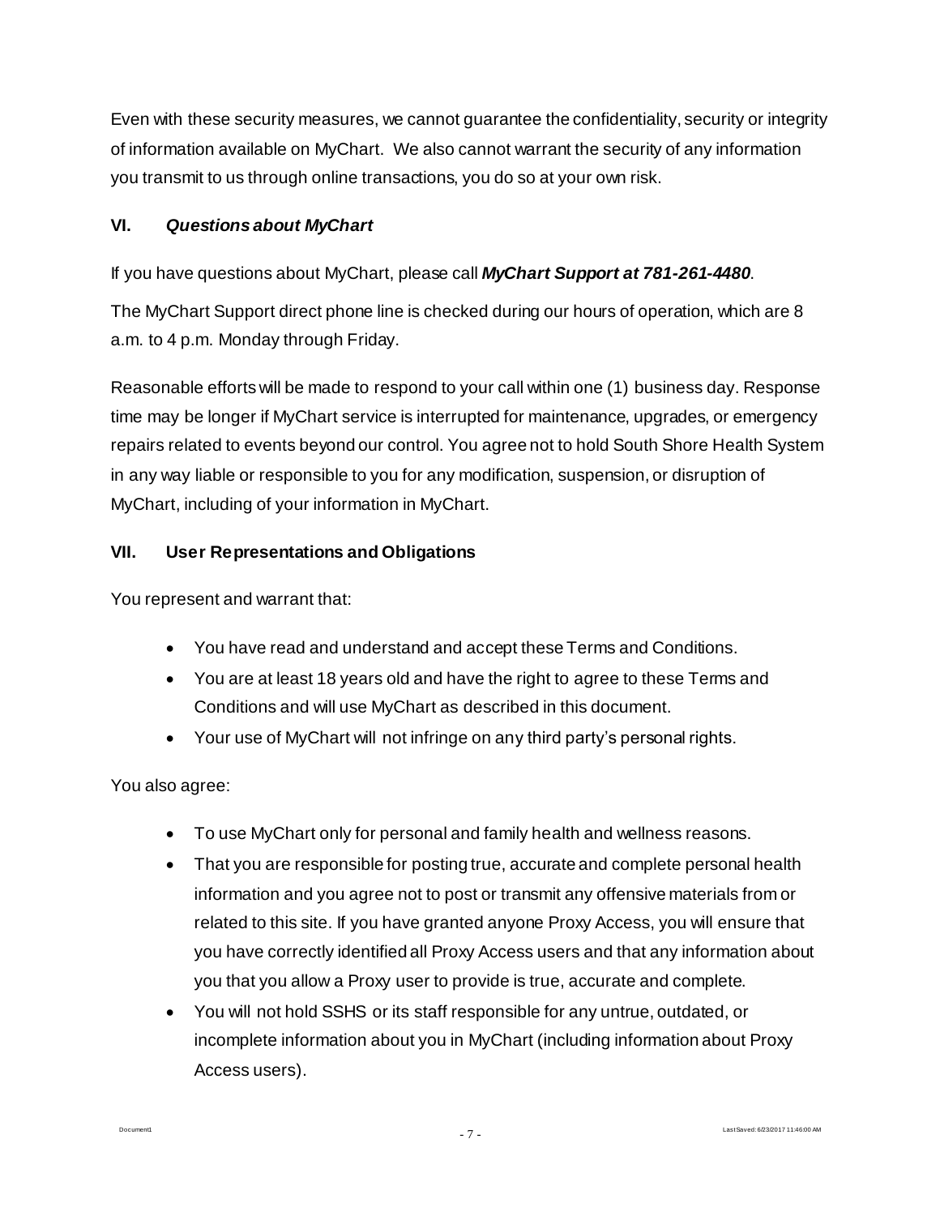Even with these security measures, we cannot guarantee the confidentiality, security or integrity of information available on MyChart. We also cannot warrant the security of any information you transmit to us through online transactions, you do so at your own risk.

## VI. *Questions about MyChart*

If you have questions about MyChart, please call ***MyChart Support at 781-261-4480***.

The MyChart Support direct phone line is checked during our hours of operation, which are 8 a.m. to 4 p.m. Monday through Friday.

Reasonable efforts will be made to respond to your call within one (1) business day. Response time may be longer if MyChart service is interrupted for maintenance, upgrades, or emergency repairs related to events beyond our control. You agree not to hold South Shore Health System in any way liable or responsible to you for any modification, suspension, or disruption of MyChart, including of your information in MyChart.

## VII. User Representations and Obligations

You represent and warrant that:

- You have read and understand and accept these Terms and Conditions.
- You are at least 18 years old and have the right to agree to these Terms and Conditions and will use MyChart as described in this document.
- Your use of MyChart will not infringe on any third party's personal rights.

You also agree:

- To use MyChart only for personal and family health and wellness reasons.
- That you are responsible for posting true, accurate and complete personal health information and you agree not to post or transmit any offensive materials from or related to this site. If you have granted anyone Proxy Access, you will ensure that you have correctly identified all Proxy Access users and that any information about you that you allow a Proxy user to provide is true, accurate and complete.
- You will not hold SSHS or its staff responsible for any untrue, outdated, or incomplete information about you in MyChart (including information about Proxy Access users).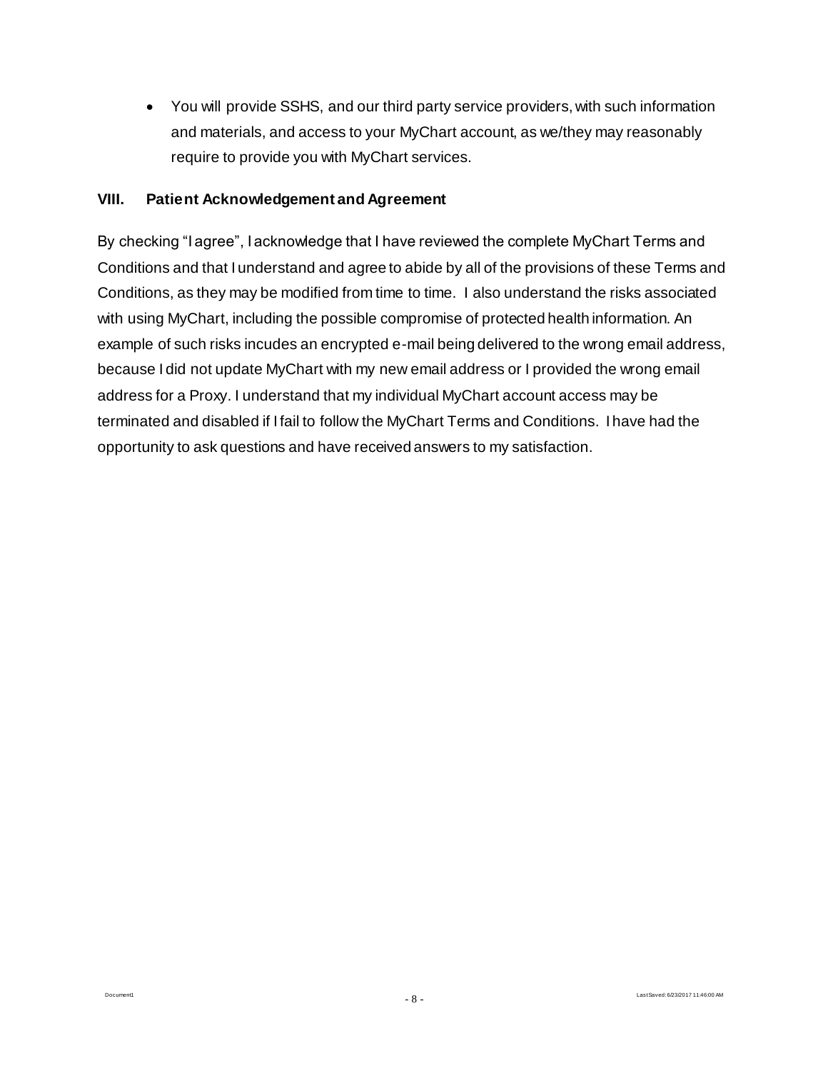- You will provide SSHS, and our third party service providers, with such information and materials, and access to your MyChart account, as we/they may reasonably require to provide you with MyChart services.

## VIII. Patient Acknowledgement and Agreement

By checking "I agree", I acknowledge that I have reviewed the complete MyChart Terms and Conditions and that I understand and agree to abide by all of the provisions of these Terms and Conditions, as they may be modified from time to time. I also understand the risks associated with using MyChart, including the possible compromise of protected health information. An example of such risks incudes an encrypted e-mail being delivered to the wrong email address, because I did not update MyChart with my new email address or I provided the wrong email address for a Proxy. I understand that my individual MyChart account access may be terminated and disabled if I fail to follow the MyChart Terms and Conditions. I have had the opportunity to ask questions and have received answers to my satisfaction.